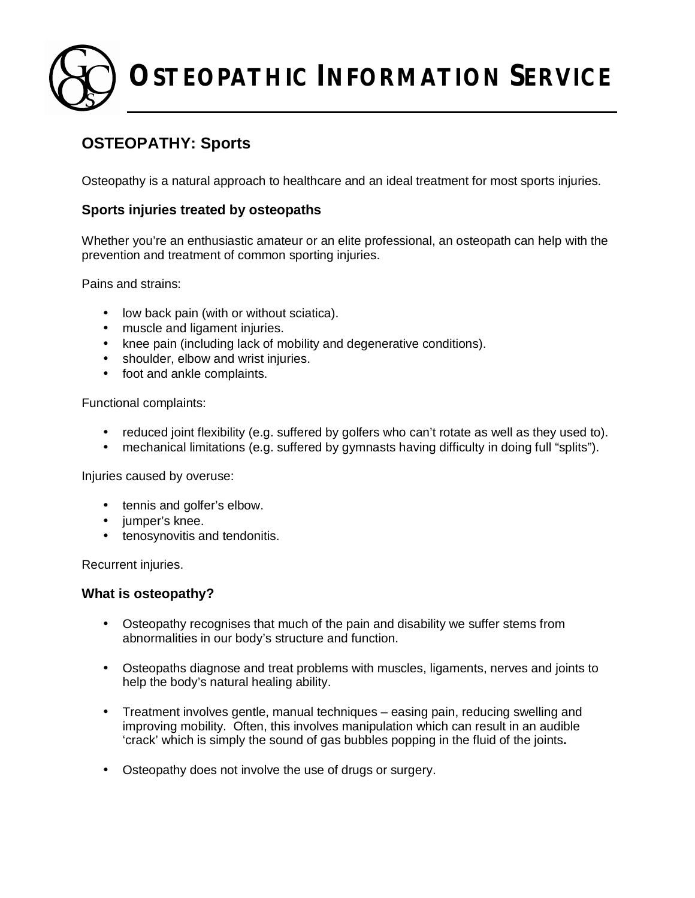# OSTEOPATHIC INFORMATION SERVICE

## OSTEOPATHY: Sports

Osteopathy is a natural approach to healthcare and an ideal treatment for most sports injuries.

### Sports injuries treated by osteopaths

Whether you're an enthusiastic amateur or an elite professional, an osteopath can help with the prevention and treatment of common sporting injuries.

Pains and strains:

- low back pain (with or without sciatica).
- muscle and ligament injuries.
- knee pain (including lack of mobility and degenerative conditions).
- shoulder, elbow and wrist injuries.
- foot and ankle complaints.

Functional complaints:

- reduced joint flexibility (e.g. suffered by golfers who can't rotate as well as they used to).
- mechanical limitations (e.g. suffered by gymnasts having difficulty in doing full "splits").

Injuries caused by overuse:

- tennis and golfer's elbow.
- jumper's knee.
- tenosynovitis and tendonitis.

Recurrent injuries.

### What is osteopathy?

- Osteopathy recognises that much of the pain and disability we suffer stems from abnormalities in our body's structure and function.
- Osteopaths diagnose and treat problems with muscles, ligaments, nerves and joints to help the body's natural healing ability.
- Treatment involves gentle, manual techniques – easing pain, reducing swelling and improving mobility. Often, this involves manipulation which can result in an audible 'crack' which is simply the sound of gas bubbles popping in the fluid of the joints.
- Osteopathy does not involve the use of drugs or surgery.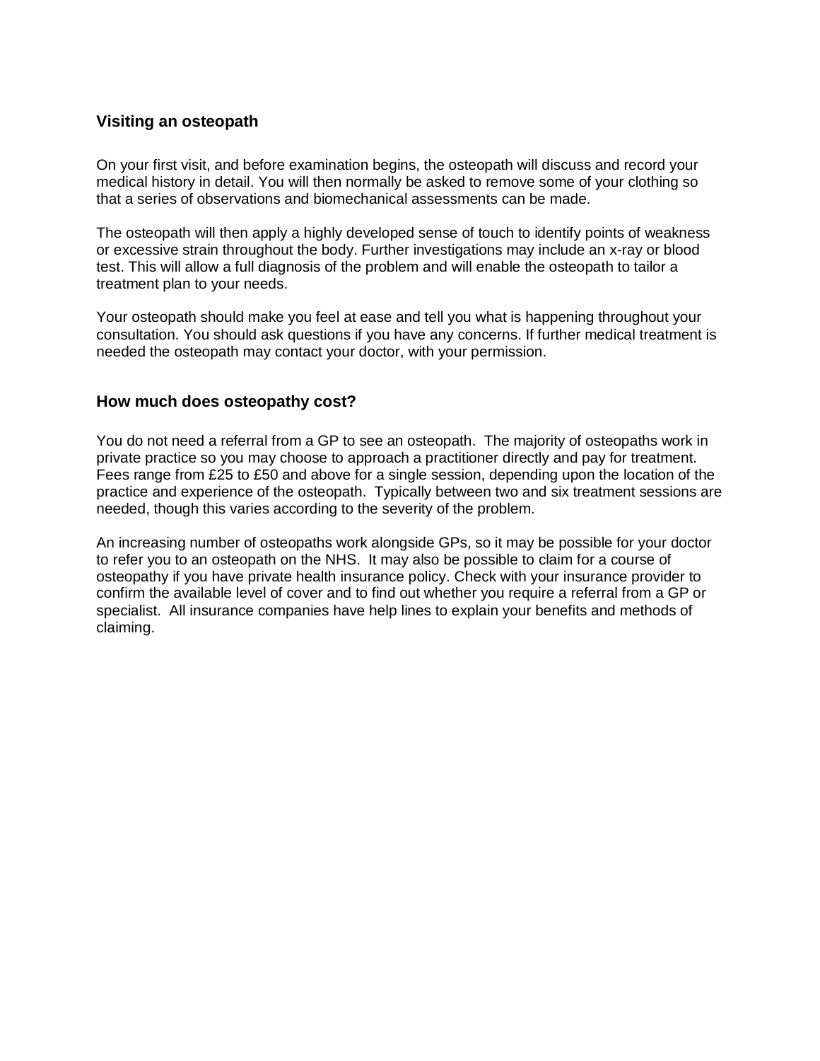## Visiting an osteopath

On your first visit, and before examination begins, the osteopath will discuss and record your medical history in detail. You will then normally be asked to remove some of your clothing so that a series of observations and biomechanical assessments can be made.

The osteopath will then apply a highly developed sense of touch to identify points of weakness or excessive strain throughout the body. Further investigations may include an x-ray or blood test. This will allow a full diagnosis of the problem and will enable the osteopath to tailor a treatment plan to your needs.

Your osteopath should make you feel at ease and tell you what is happening throughout your consultation. You should ask questions if you have any concerns. If further medical treatment is needed the osteopath may contact your doctor, with your permission.

## How much does osteopathy cost?

You do not need a referral from a GP to see an osteopath. The majority of osteopaths work in private practice so you may choose to approach a practitioner directly and pay for treatment. Fees range from £25 to £50 and above for a single session, depending upon the location of the practice and experience of the osteopath. Typically between two and six treatment sessions are needed, though this varies according to the severity of the problem.

An increasing number of osteopaths work alongside GPs, so it may be possible for your doctor to refer you to an osteopath on the NHS. It may also be possible to claim for a course of osteopathy if you have private health insurance policy. Check with your insurance provider to confirm the available level of cover and to find out whether you require a referral from a GP or specialist. All insurance companies have help lines to explain your benefits and methods of claiming.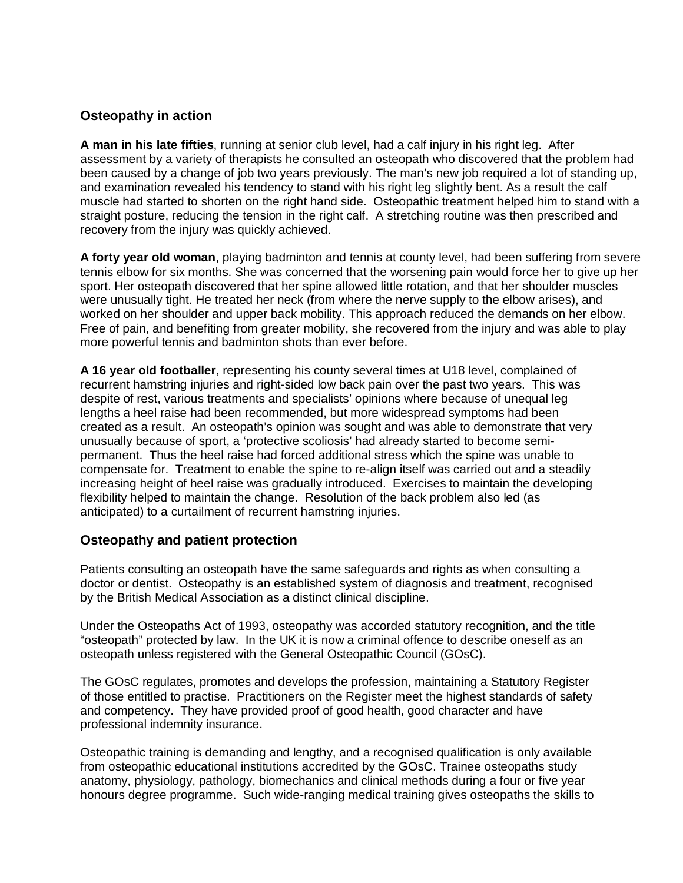## Osteopathy in action

**A man in his late fifties**, running at senior club level, had a calf injury in his right leg. After assessment by a variety of therapists he consulted an osteopath who discovered that the problem had been caused by a change of job two years previously. The man's new job required a lot of standing up, and examination revealed his tendency to stand with his right leg slightly bent. As a result the calf muscle had started to shorten on the right hand side. Osteopathic treatment helped him to stand with a straight posture, reducing the tension in the right calf. A stretching routine was then prescribed and recovery from the injury was quickly achieved.

**A forty year old woman**, playing badminton and tennis at county level, had been suffering from severe tennis elbow for six months. She was concerned that the worsening pain would force her to give up her sport. Her osteopath discovered that her spine allowed little rotation, and that her shoulder muscles were unusually tight. He treated her neck (from where the nerve supply to the elbow arises), and worked on her shoulder and upper back mobility. This approach reduced the demands on her elbow. Free of pain, and benefiting from greater mobility, she recovered from the injury and was able to play more powerful tennis and badminton shots than ever before.

**A 16 year old footballer**, representing his county several times at U18 level, complained of recurrent hamstring injuries and right-sided low back pain over the past two years. This was despite of rest, various treatments and specialists' opinions where because of unequal leg lengths a heel raise had been recommended, but more widespread symptoms had been created as a result. An osteopath's opinion was sought and was able to demonstrate that very unusually because of sport, a 'protective scoliosis' had already started to become semi-permanent. Thus the heel raise had forced additional stress which the spine was unable to compensate for. Treatment to enable the spine to re-align itself was carried out and a steadily increasing height of heel raise was gradually introduced. Exercises to maintain the developing flexibility helped to maintain the change. Resolution of the back problem also led (as anticipated) to a curtailment of recurrent hamstring injuries.

## Osteopathy and patient protection

Patients consulting an osteopath have the same safeguards and rights as when consulting a doctor or dentist. Osteopathy is an established system of diagnosis and treatment, recognised by the British Medical Association as a distinct clinical discipline.

Under the Osteopaths Act of 1993, osteopathy was accorded statutory recognition, and the title "osteopath" protected by law. In the UK it is now a criminal offence to describe oneself as an osteopath unless registered with the General Osteopathic Council (GOsC).

The GOsC regulates, promotes and develops the profession, maintaining a Statutory Register of those entitled to practise. Practitioners on the Register meet the highest standards of safety and competency. They have provided proof of good health, good character and have professional indemnity insurance.

Osteopathic training is demanding and lengthy, and a recognised qualification is only available from osteopathic educational institutions accredited by the GOsC. Trainee osteopaths study anatomy, physiology, pathology, biomechanics and clinical methods during a four or five year honours degree programme. Such wide-ranging medical training gives osteopaths the skills to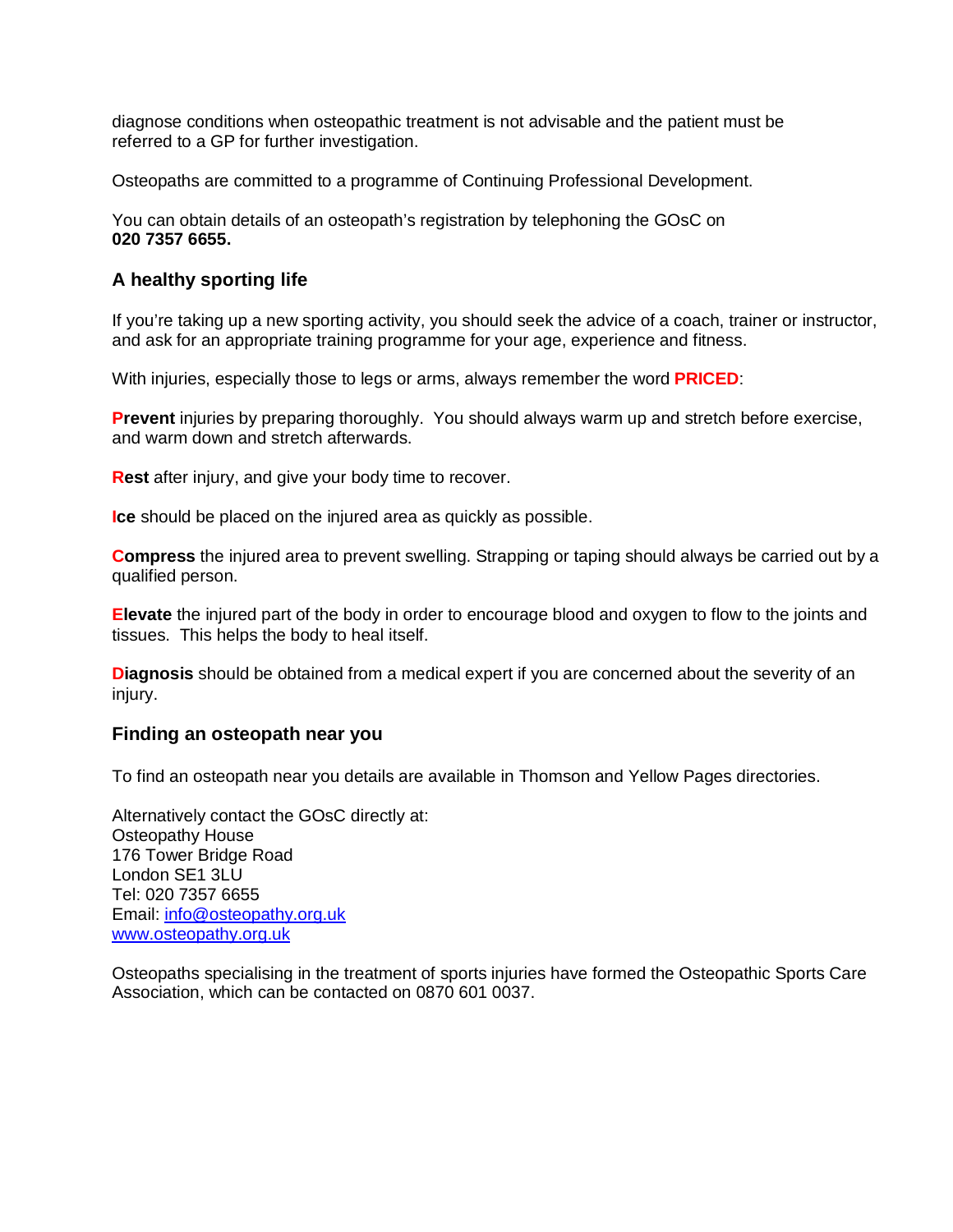diagnose conditions when osteopathic treatment is not advisable and the patient must be referred to a GP for further investigation.

Osteopaths are committed to a programme of Continuing Professional Development.

You can obtain details of an osteopath's registration by telephoning the GOsC on **020 7357 6655.**

### A healthy sporting life

If you're taking up a new sporting activity, you should seek the advice of a coach, trainer or instructor, and ask for an appropriate training programme for your age, experience and fitness.

With injuries, especially those to legs or arms, always remember the word **PRICED**:

**Prevent** injuries by preparing thoroughly. You should always warm up and stretch before exercise, and warm down and stretch afterwards.

**Rest** after injury, and give your body time to recover.

**Ice** should be placed on the injured area as quickly as possible.

**Compress** the injured area to prevent swelling. Strapping or taping should always be carried out by a qualified person.

**Elevate** the injured part of the body in order to encourage blood and oxygen to flow to the joints and tissues. This helps the body to heal itself.

**Diagnosis** should be obtained from a medical expert if you are concerned about the severity of an injury.

### Finding an osteopath near you

To find an osteopath near you details are available in Thomson and Yellow Pages directories.

Alternatively contact the GOsC directly at:
Osteopathy House
176 Tower Bridge Road
London SE1 3LU
Tel: 020 7357 6655
Email: info@osteopathy.org.uk
www.osteopathy.org.uk

Osteopaths specialising in the treatment of sports injuries have formed the Osteopathic Sports Care Association, which can be contacted on 0870 601 0037.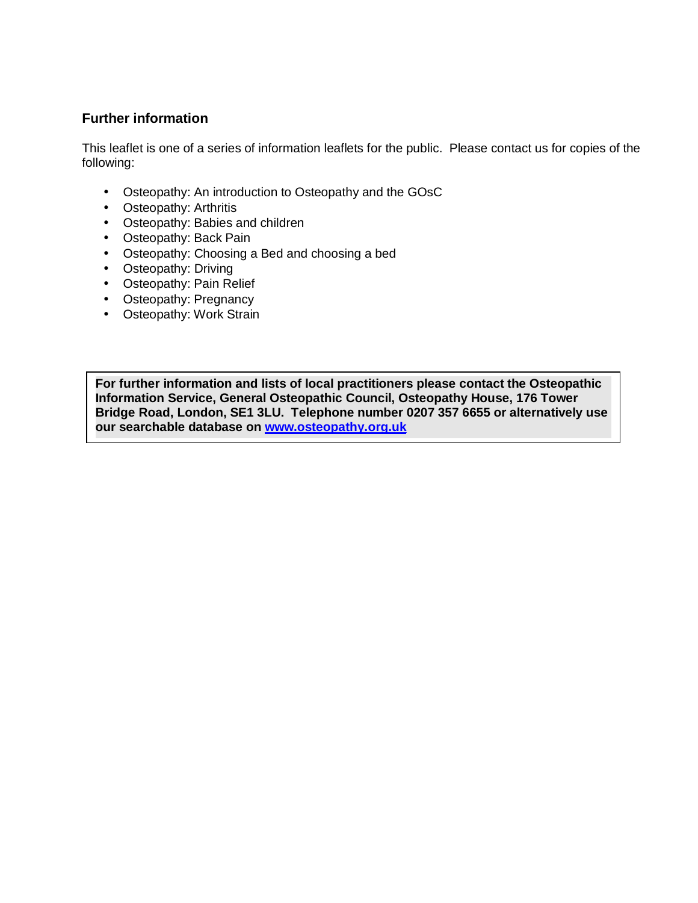## Further information

This leaflet is one of a series of information leaflets for the public. Please contact us for copies of the following:

- Osteopathy: An introduction to Osteopathy and the GOsC
- Osteopathy: Arthritis
- Osteopathy: Babies and children
- Osteopathy: Back Pain
- Osteopathy: Choosing a Bed and choosing a bed
- Osteopathy: Driving
- Osteopathy: Pain Relief
- Osteopathy: Pregnancy
- Osteopathy: Work Strain

**For further information and lists of local practitioners please contact the Osteopathic Information Service, General Osteopathic Council, Osteopathy House, 176 Tower Bridge Road, London, SE1 3LU. Telephone number 0207 357 6655 or alternatively use our searchable database on [www.osteopathy.org.uk](http://www.osteopathy.org.uk)**